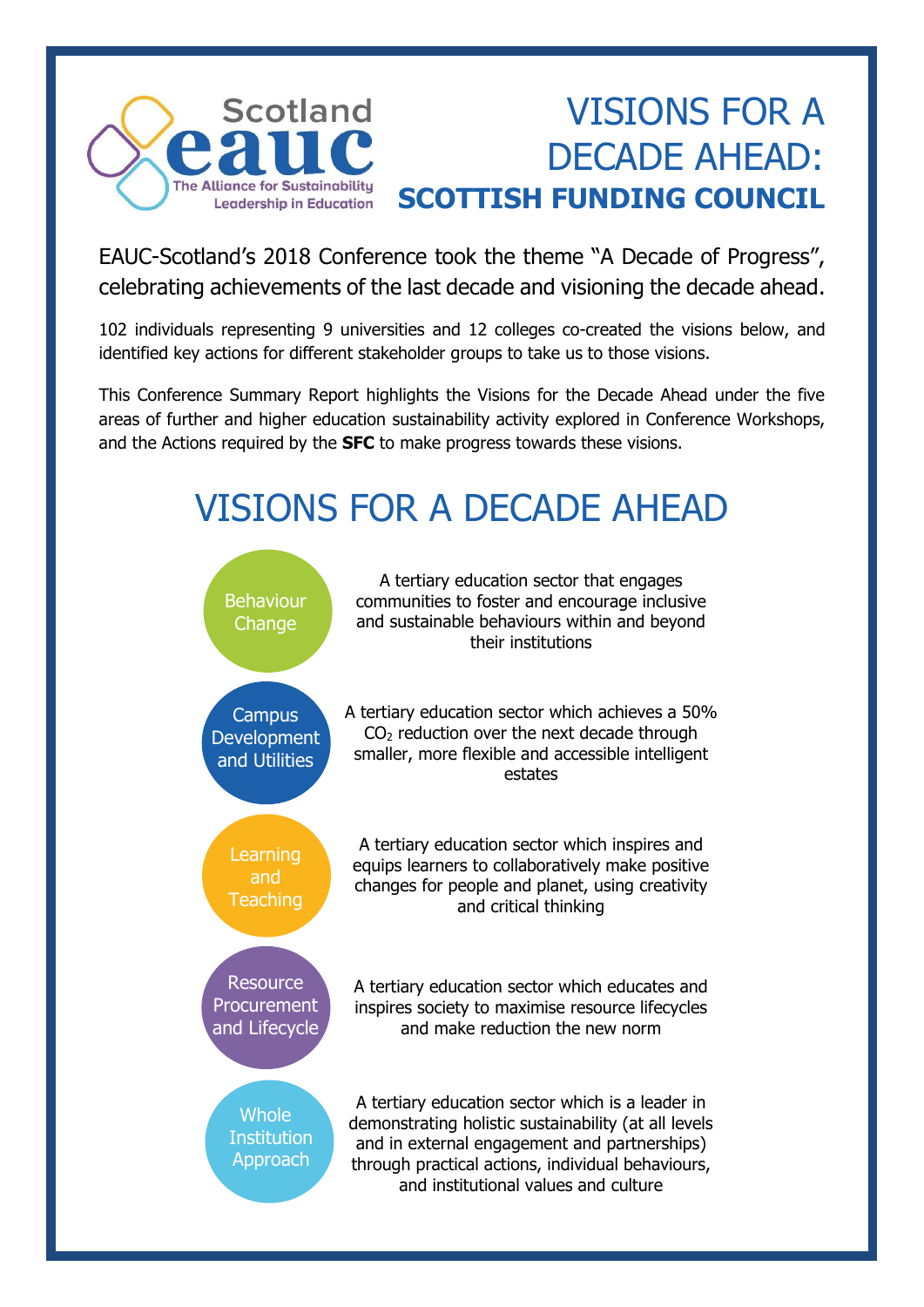Scotland eauc
The Alliance for Sustainability Leadership in Education

# VISIONS FOR A DECADE AHEAD: SCOTTISH FUNDING COUNCIL

EAUC-Scotland's 2018 Conference took the theme "A Decade of Progress", celebrating achievements of the last decade and visioning the decade ahead.

102 individuals representing 9 universities and 12 colleges co-created the visions below, and identified key actions for different stakeholder groups to take us to those visions.

This Conference Summary Report highlights the Visions for the Decade Ahead under the five areas of further and higher education sustainability activity explored in Conference Workshops, and the Actions required by the **SFC** to make progress towards these visions.

## VISIONS FOR A DECADE AHEAD

**Behaviour Change**

A tertiary education sector that engages communities to foster and encourage inclusive and sustainable behaviours within and beyond their institutions

**Campus Development and Utilities**

A tertiary education sector which achieves a 50% $CO_2$ reduction over the next decade through smaller, more flexible and accessible intelligent estates

**Learning and Teaching**

A tertiary education sector which inspires and equips learners to collaboratively make positive changes for people and planet, using creativity and critical thinking

**Resource Procurement and Lifecycle**

A tertiary education sector which educates and inspires society to maximise resource lifecycles and make reduction the new norm

**Whole Institution Approach**

A tertiary education sector which is a leader in demonstrating holistic sustainability (at all levels and in external engagement and partnerships) through practical actions, individual behaviours, and institutional values and culture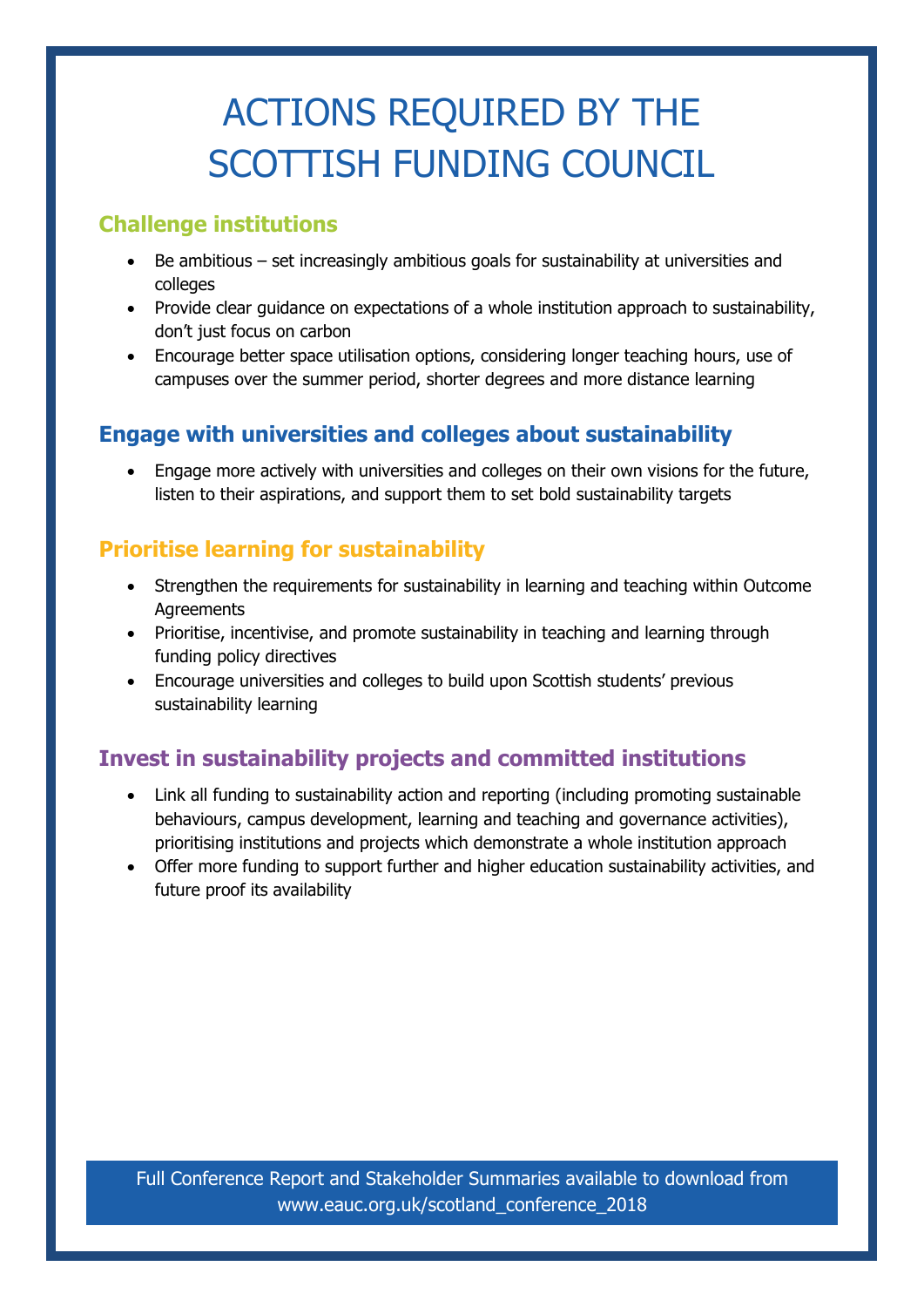# ACTIONS REQUIRED BY THE SCOTTISH FUNDING COUNCIL

## Challenge institutions

- Be ambitious – set increasingly ambitious goals for sustainability at universities and colleges
- Provide clear guidance on expectations of a whole institution approach to sustainability, don't just focus on carbon
- Encourage better space utilisation options, considering longer teaching hours, use of campuses over the summer period, shorter degrees and more distance learning

## Engage with universities and colleges about sustainability

- Engage more actively with universities and colleges on their own visions for the future, listen to their aspirations, and support them to set bold sustainability targets

## Prioritise learning for sustainability

- Strengthen the requirements for sustainability in learning and teaching within Outcome Agreements
- Prioritise, incentivise, and promote sustainability in teaching and learning through funding policy directives
- Encourage universities and colleges to build upon Scottish students' previous sustainability learning

## Invest in sustainability projects and committed institutions

- Link all funding to sustainability action and reporting (including promoting sustainable behaviours, campus development, learning and teaching and governance activities), prioritising institutions and projects which demonstrate a whole institution approach
- Offer more funding to support further and higher education sustainability activities, and future proof its availability

Full Conference Report and Stakeholder Summaries available to download from www.eauc.org.uk/scotland_conference_2018